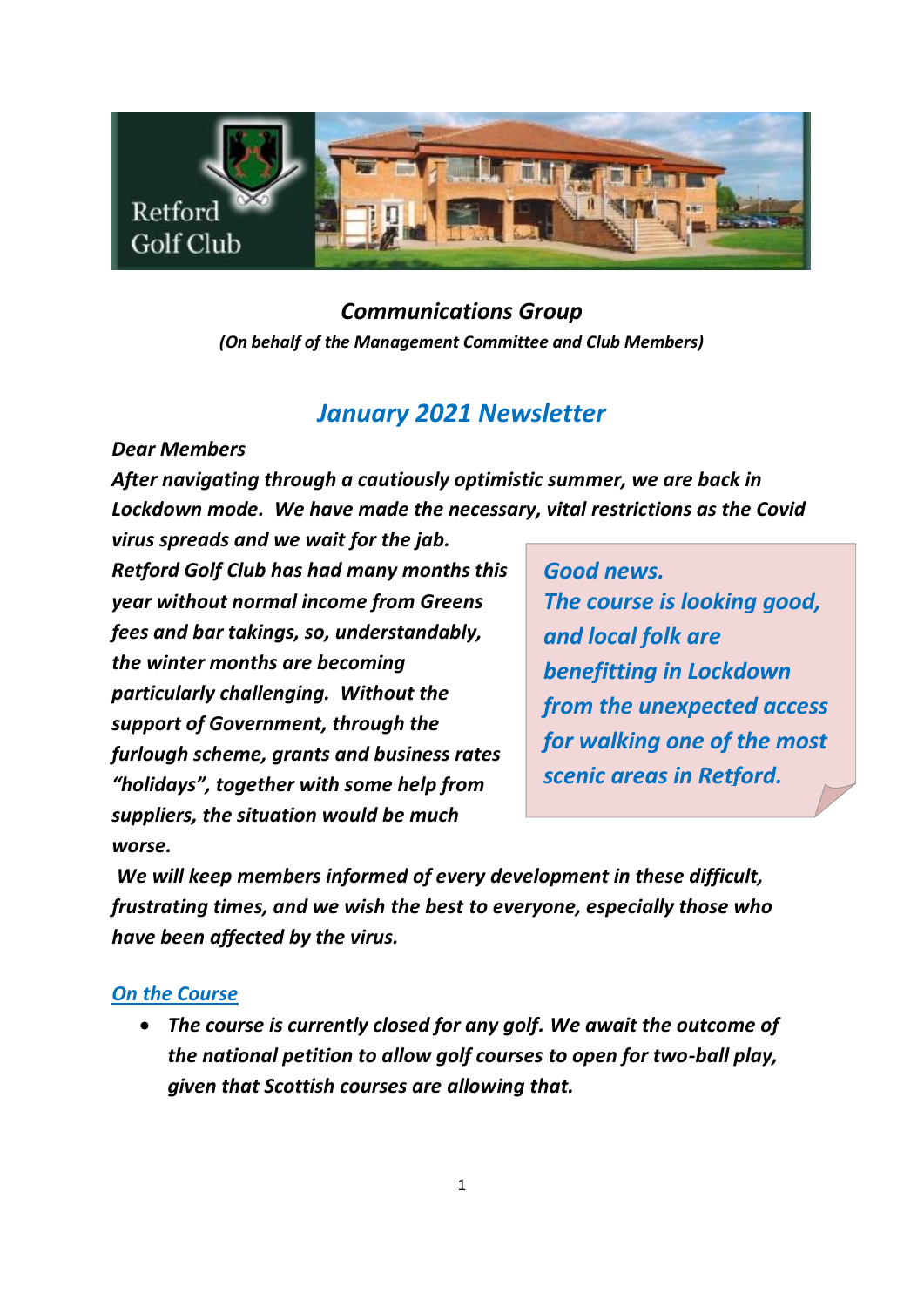Retford Golf Club

***Communications Group***

***(On behalf of the Management Committee and Club Members)***

# *January 2021 Newsletter*

***Dear Members***

***After navigating through a cautiously optimistic summer, we are back in Lockdown mode. We have made the necessary, vital restrictions as the Covid virus spreads and we wait for the jab.***

***Retford Golf Club has had many months this year without normal income from Greens fees and bar takings, so, understandably, the winter months are becoming particularly challenging. Without the support of Government, through the furlough scheme, grants and business rates "holidays", together with some help from suppliers, the situation would be much worse.***

> ***Good news.***
> ***The course is looking good, and local folk are benefitting in Lockdown from the unexpected access for walking one of the most scenic areas in Retford.***

***We will keep members informed of every development in these difficult, frustrating times, and we wish the best to everyone, especially those who have been affected by the virus.***

## ***On the Course***

- ***The course is currently closed for any golf. We await the outcome of the national petition to allow golf courses to open for two-ball play, given that Scottish courses are allowing that.***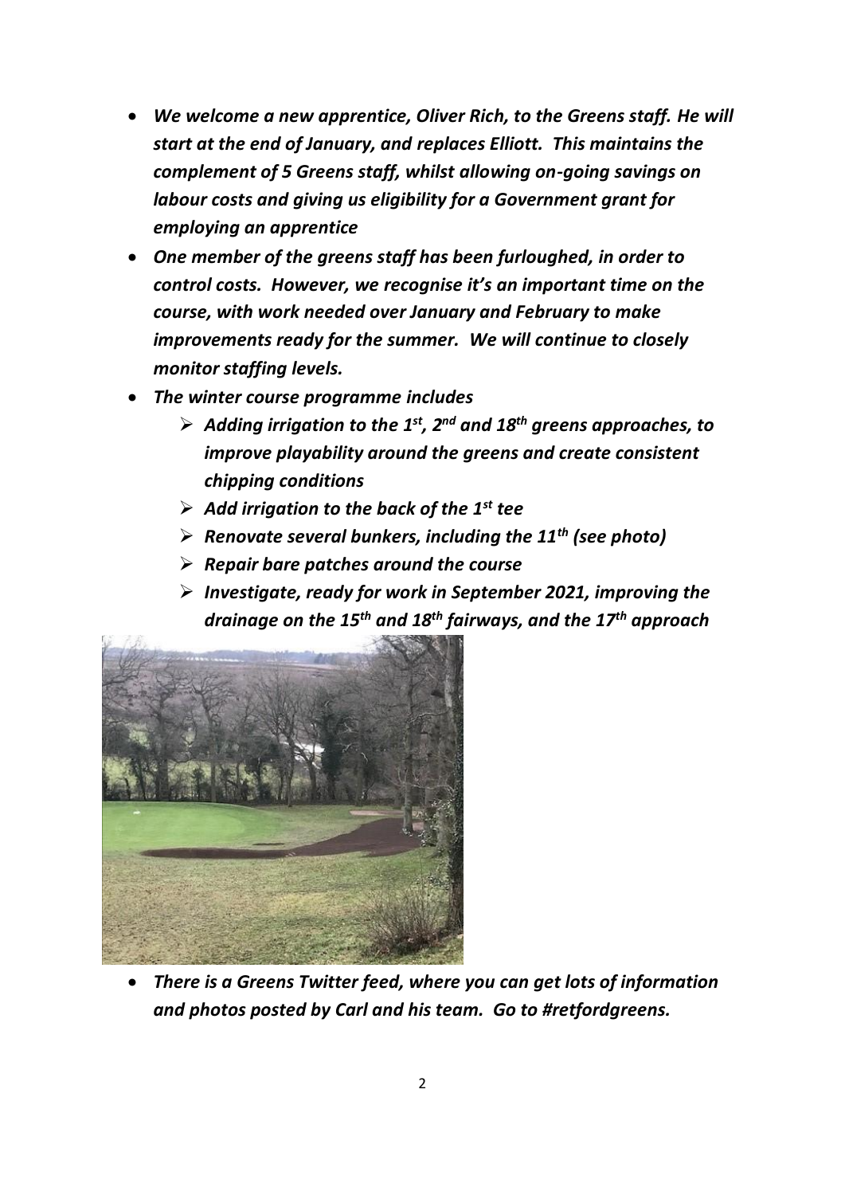- ***We welcome a new apprentice, Oliver Rich, to the Greens staff. He will start at the end of January, and replaces Elliott. This maintains the complement of 5 Greens staff, whilst allowing on-going savings on labour costs and giving us eligibility for a Government grant for employing an apprentice***
- ***One member of the greens staff has been furloughed, in order to control costs. However, we recognise it's an important time on the course, with work needed over January and February to make improvements ready for the summer. We will continue to closely monitor staffing levels.***
- ***The winter course programme includes***
  - ***Adding irrigation to the 1st, 2nd and 18th greens approaches, to improve playability around the greens and create consistent chipping conditions***
  - ***Add irrigation to the back of the 1st tee***
  - ***Renovate several bunkers, including the 11th (see photo)***
  - ***Repair bare patches around the course***
  - ***Investigate, ready for work in September 2021, improving the drainage on the 15th and 18th fairways, and the 17th approach***
- ***There is a Greens Twitter feed, where you can get lots of information and photos posted by Carl and his team. Go to #retfordgreens.***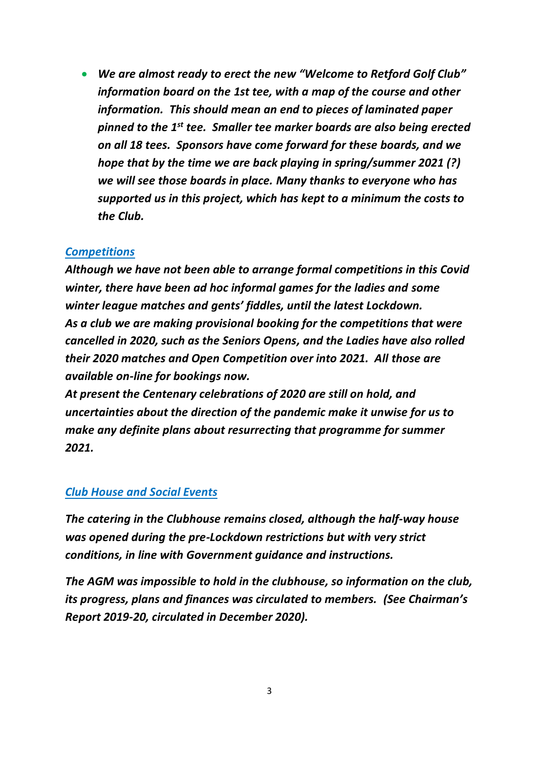- ***We are almost ready to erect the new "Welcome to Retford Golf Club" information board on the 1st tee, with a map of the course and other information. This should mean an end to pieces of laminated paper pinned to the 1st tee. Smaller tee marker boards are also being erected on all 18 tees. Sponsors have come forward for these boards, and we hope that by the time we are back playing in spring/summer 2021 (?) we will see those boards in place. Many thanks to everyone who has supported us in this project, which has kept to a minimum the costs to the Club.***

### ***Competitions***

***Although we have not been able to arrange formal competitions in this Covid winter, there have been ad hoc informal games for the ladies and some winter league matches and gents' fiddles, until the latest Lockdown. As a club we are making provisional booking for the competitions that were cancelled in 2020, such as the Seniors Opens, and the Ladies have also rolled their 2020 matches and Open Competition over into 2021. All those are available on-line for bookings now.***

***At present the Centenary celebrations of 2020 are still on hold, and uncertainties about the direction of the pandemic make it unwise for us to make any definite plans about resurrecting that programme for summer 2021.***

### ***Club House and Social Events***

***The catering in the Clubhouse remains closed, although the half-way house was opened during the pre-Lockdown restrictions but with very strict conditions, in line with Government guidance and instructions.***

***The AGM was impossible to hold in the clubhouse, so information on the club, its progress, plans and finances was circulated to members. (See Chairman's Report 2019-20, circulated in December 2020).***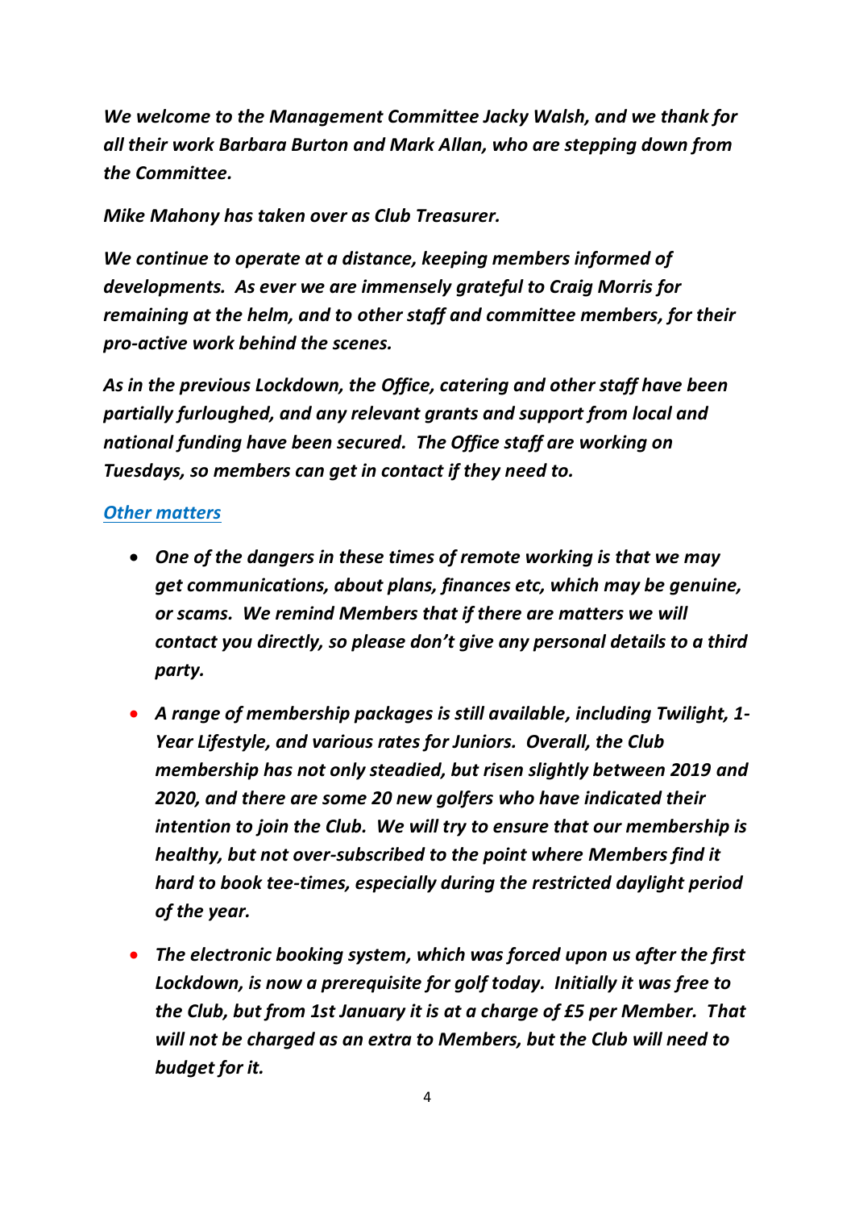***We welcome to the Management Committee Jacky Walsh, and we thank for all their work Barbara Burton and Mark Allan, who are stepping down from the Committee.***

***Mike Mahony has taken over as Club Treasurer.***

***We continue to operate at a distance, keeping members informed of developments. As ever we are immensely grateful to Craig Morris for remaining at the helm, and to other staff and committee members, for their pro-active work behind the scenes.***

***As in the previous Lockdown, the Office, catering and other staff have been partially furloughed, and any relevant grants and support from local and national funding have been secured. The Office staff are working on Tuesdays, so members can get in contact if they need to.***

***Other matters***

- ***One of the dangers in these times of remote working is that we may get communications, about plans, finances etc, which may be genuine, or scams. We remind Members that if there are matters we will contact you directly, so please don't give any personal details to a third party.***
- ***A range of membership packages is still available, including Twilight, 1-Year Lifestyle, and various rates for Juniors. Overall, the Club membership has not only steadied, but risen slightly between 2019 and 2020, and there are some 20 new golfers who have indicated their intention to join the Club. We will try to ensure that our membership is healthy, but not over-subscribed to the point where Members find it hard to book tee-times, especially during the restricted daylight period of the year.***
- ***The electronic booking system, which was forced upon us after the first Lockdown, is now a prerequisite for golf today. Initially it was free to the Club, but from 1st January it is at a charge of £5 per Member. That will not be charged as an extra to Members, but the Club will need to budget for it.***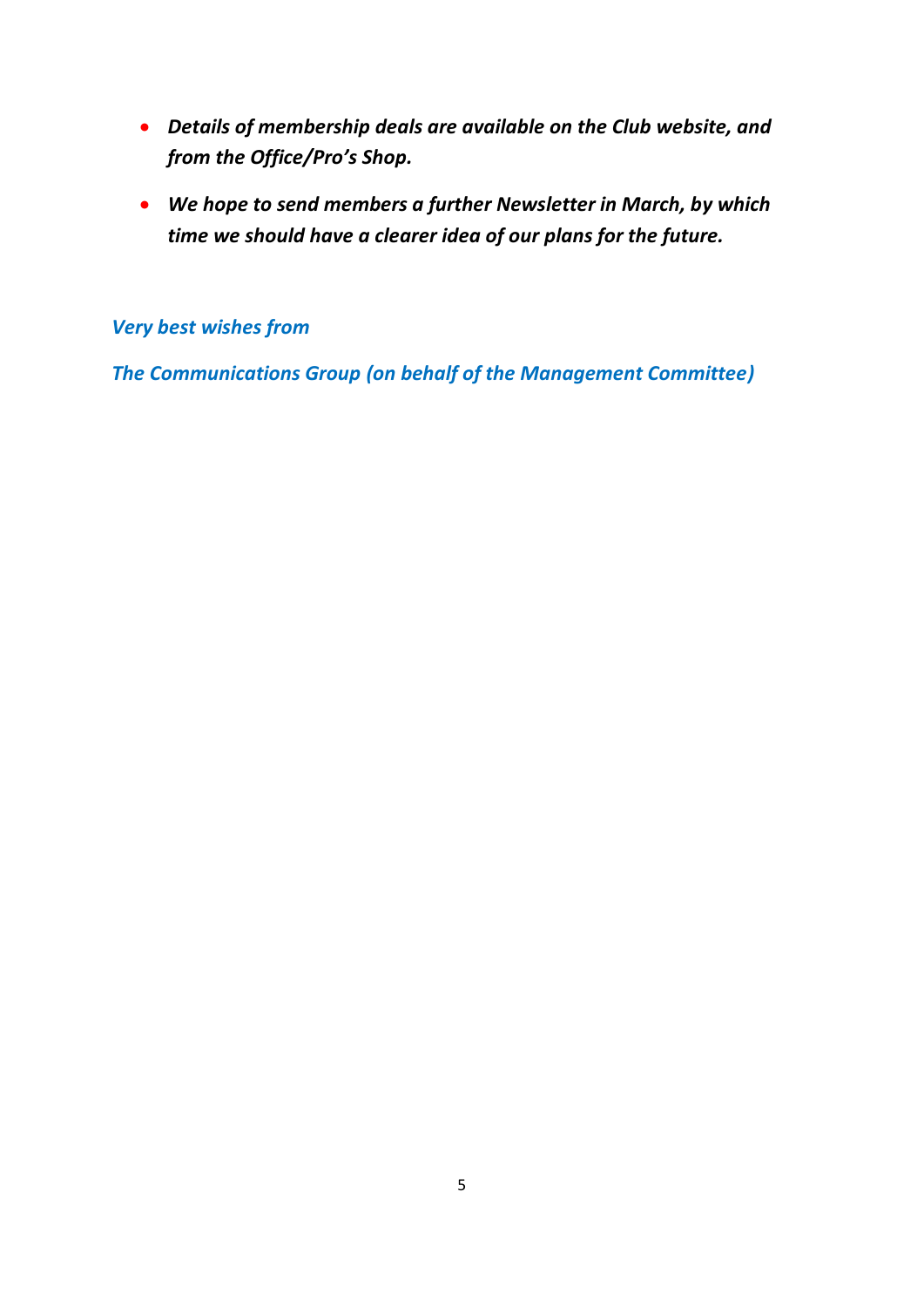- ***Details of membership deals are available on the Club website, and from the Office/Pro's Shop.***
- ***We hope to send members a further Newsletter in March, by which time we should have a clearer idea of our plans for the future.***

***Very best wishes from***

***The Communications Group (on behalf of the Management Committee)***